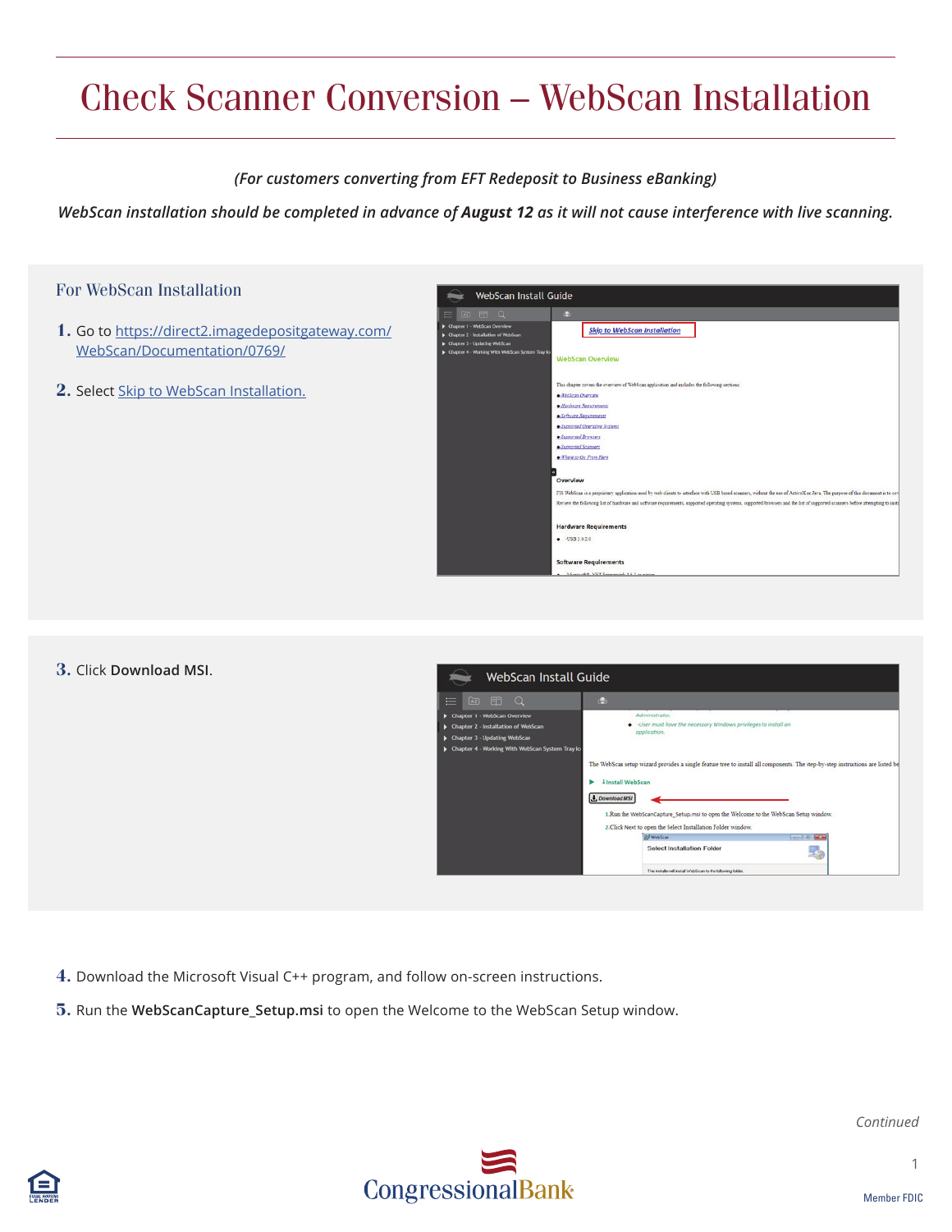# Check Scanner Conversion – WebScan Installation

*(For customers converting from EFT Redeposit to Business eBanking)*

***WebScan installation should be completed in advance of* August 12 *as it will not cause interference with live scanning.***

## For WebScan Installation

1. Go to https://direct2.imagedepositgateway.com/WebScan/Documentation/0769/
2. Select Skip to WebScan Installation.
3. Click **Download MSI**.
4. Download the Microsoft Visual C++ program, and follow on-screen instructions.
5. Run the **WebScanCapture_Setup.msi** to open the Welcome to the WebScan Setup window.

*Continued*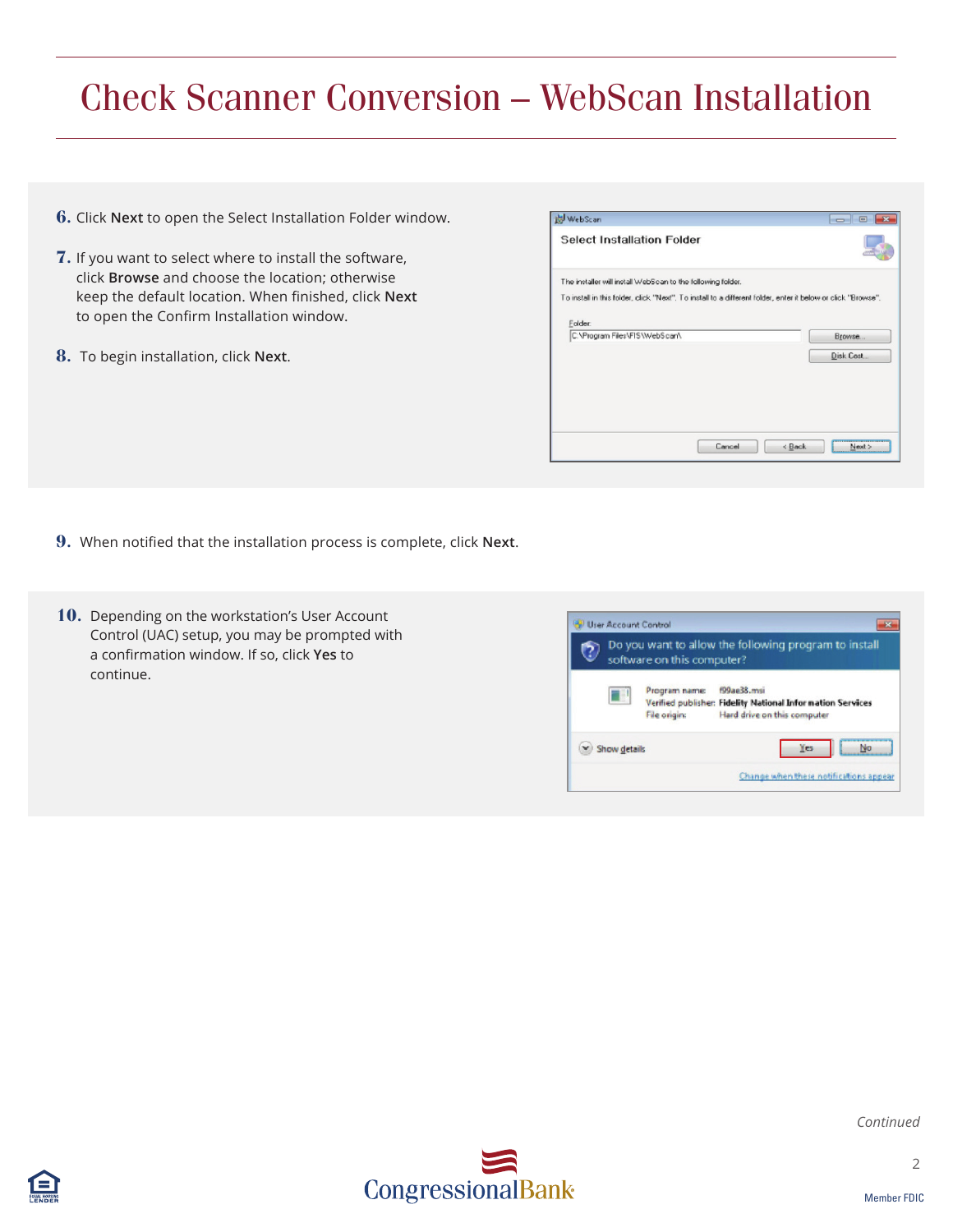# Check Scanner Conversion – WebScan Installation

6. Click **Next** to open the Select Installation Folder window.

7. If you want to select where to install the software, click **Browse** and choose the location; otherwise keep the default location. When finished, click **Next** to open the Confirm Installation window.

8. To begin installation, click **Next**.

9. When notified that the installation process is complete, click **Next**.

10. Depending on the workstation's User Account Control (UAC) setup, you may be prompted with a confirmation window. If so, click **Yes** to continue.

*Continued*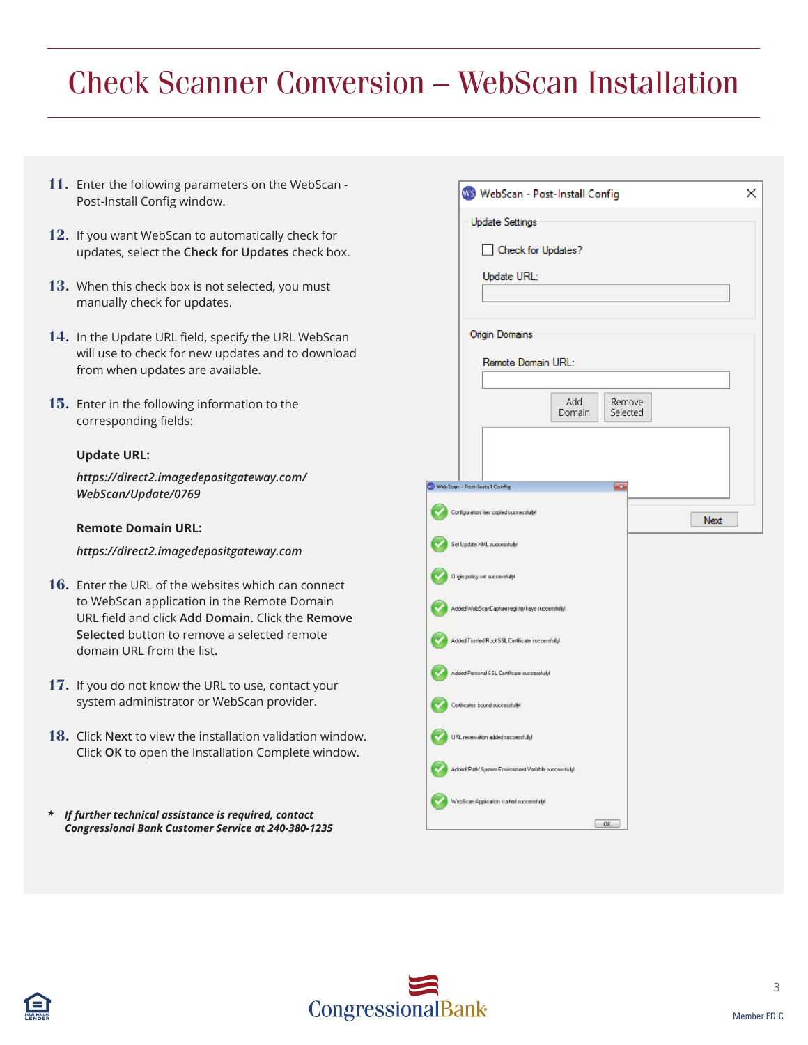# Check Scanner Conversion – WebScan Installation

11. Enter the following parameters on the WebScan - Post-Install Config window.

12. If you want WebScan to automatically check for updates, select the **Check for Updates** check box.

13. When this check box is not selected, you must manually check for updates.

14. In the Update URL field, specify the URL WebScan will use to check for new updates and to download from when updates are available.

15. Enter in the following information to the corresponding fields:

    **Update URL:**

    ***https://direct2.imagedepositgateway.com/WebScan/Update/0769***

    **Remote Domain URL:**

    ***https://direct2.imagedepositgateway.com***

16. Enter the URL of the websites which can connect to WebScan application in the Remote Domain URL field and click **Add Domain**. Click the **Remove Selected** button to remove a selected remote domain URL from the list.

17. If you do not know the URL to use, contact your system administrator or WebScan provider.

18. Click **Next** to view the installation validation window. Click **OK** to open the Installation Complete window.

\* ***If further technical assistance is required, contact Congressional Bank Customer Service at 240-380-1235***

WebScan - Post-Install Config

Update Settings

Check for Updates?

Update URL:

Origin Domains

Remote Domain URL:

Add Domain

Remove Selected

Next

WebScan - Post-Install Config

Configuration files copied successfully!

Set Update XML successfully!

Origin policy set successfully!

Added WebScanCapture registry keys successfully!

Added Trusted Root SSL Certificate successfully!

Added Personal SSL Certificate successfully!

Certificates bound successfully!

URL reservation added successfully!

Added 'Path' System Environment Variable successfully!

WebScan Application started successfully!

OK

CongressionalBank

Member FDIC